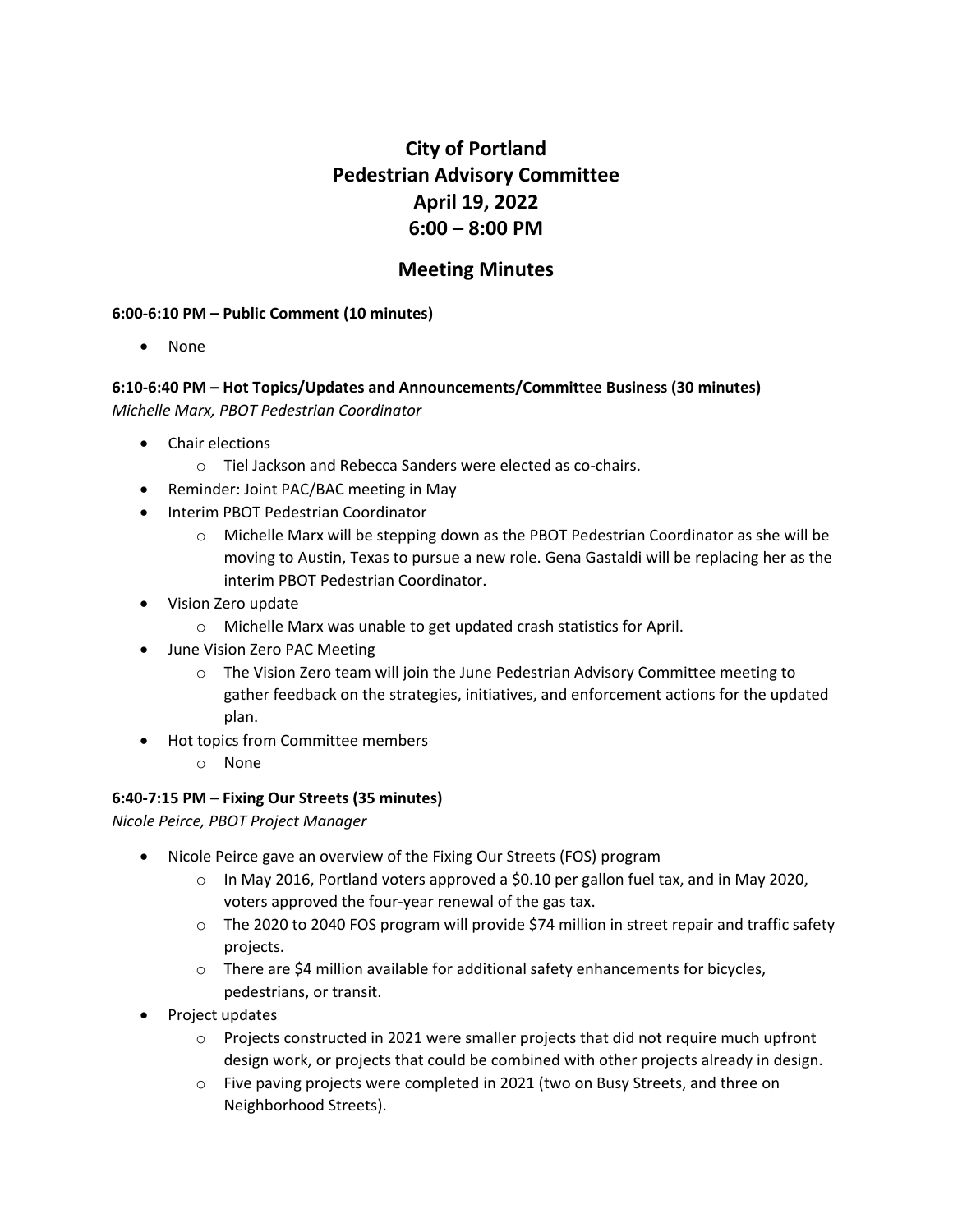# City of Portland
# Pedestrian Advisory Committee
# April 19, 2022
# 6:00 – 8:00 PM

## Meeting Minutes

**6:00-6:10 PM – Public Comment (10 minutes)**

- None

**6:10-6:40 PM – Hot Topics/Updates and Announcements/Committee Business (30 minutes)**
*Michelle Marx, PBOT Pedestrian Coordinator*

- Chair elections
  - Tiel Jackson and Rebecca Sanders were elected as co-chairs.
- Reminder: Joint PAC/BAC meeting in May
- Interim PBOT Pedestrian Coordinator
  - Michelle Marx will be stepping down as the PBOT Pedestrian Coordinator as she will be moving to Austin, Texas to pursue a new role. Gena Gastaldi will be replacing her as the interim PBOT Pedestrian Coordinator.
- Vision Zero update
  - Michelle Marx was unable to get updated crash statistics for April.
- June Vision Zero PAC Meeting
  - The Vision Zero team will join the June Pedestrian Advisory Committee meeting to gather feedback on the strategies, initiatives, and enforcement actions for the updated plan.
- Hot topics from Committee members
  - None

**6:40-7:15 PM – Fixing Our Streets (35 minutes)**
*Nicole Peirce, PBOT Project Manager*

- Nicole Peirce gave an overview of the Fixing Our Streets (FOS) program
  - In May 2016, Portland voters approved a $0.10 per gallon fuel tax, and in May 2020, voters approved the four-year renewal of the gas tax.
  - The 2020 to 2040 FOS program will provide $74 million in street repair and traffic safety projects.
  - There are $4 million available for additional safety enhancements for bicycles, pedestrians, or transit.
- Project updates
  - Projects constructed in 2021 were smaller projects that did not require much upfront design work, or projects that could be combined with other projects already in design.
  - Five paving projects were completed in 2021 (two on Busy Streets, and three on Neighborhood Streets).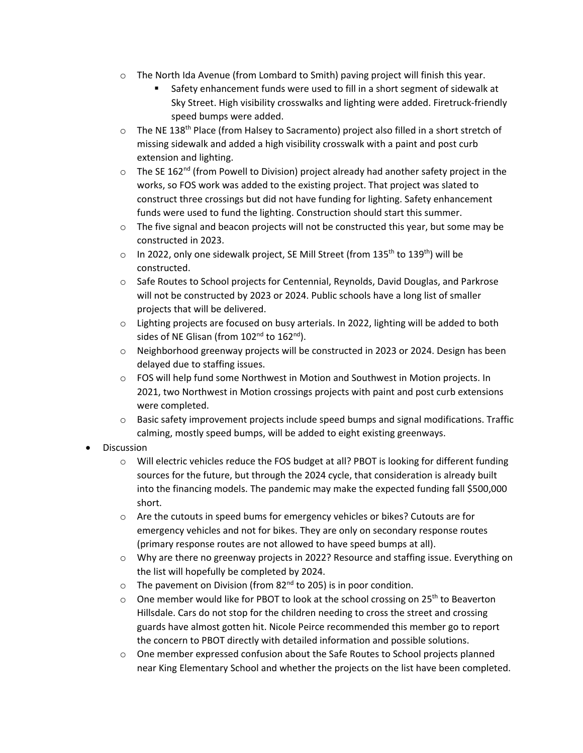- The North Ida Avenue (from Lombard to Smith) paving project will finish this year.
    - Safety enhancement funds were used to fill in a short segment of sidewalk at Sky Street. High visibility crosswalks and lighting were added. Firetruck-friendly speed bumps were added.
- The NE 138th Place (from Halsey to Sacramento) project also filled in a short stretch of missing sidewalk and added a high visibility crosswalk with a paint and post curb extension and lighting.
- The SE 162nd (from Powell to Division) project already had another safety project in the works, so FOS work was added to the existing project. That project was slated to construct three crossings but did not have funding for lighting. Safety enhancement funds were used to fund the lighting. Construction should start this summer.
- The five signal and beacon projects will not be constructed this year, but some may be constructed in 2023.
- In 2022, only one sidewalk project, SE Mill Street (from 135th to 139th) will be constructed.
- Safe Routes to School projects for Centennial, Reynolds, David Douglas, and Parkrose will not be constructed by 2023 or 2024. Public schools have a long list of smaller projects that will be delivered.
- Lighting projects are focused on busy arterials. In 2022, lighting will be added to both sides of NE Glisan (from 102nd to 162nd).
- Neighborhood greenway projects will be constructed in 2023 or 2024. Design has been delayed due to staffing issues.
- FOS will help fund some Northwest in Motion and Southwest in Motion projects. In 2021, two Northwest in Motion crossings projects with paint and post curb extensions were completed.
- Basic safety improvement projects include speed bumps and signal modifications. Traffic calming, mostly speed bumps, will be added to eight existing greenways.

- Discussion
    - Will electric vehicles reduce the FOS budget at all? PBOT is looking for different funding sources for the future, but through the 2024 cycle, that consideration is already built into the financing models. The pandemic may make the expected funding fall $500,000 short.
    - Are the cutouts in speed bums for emergency vehicles or bikes? Cutouts are for emergency vehicles and not for bikes. They are only on secondary response routes (primary response routes are not allowed to have speed bumps at all).
    - Why are there no greenway projects in 2022? Resource and staffing issue. Everything on the list will hopefully be completed by 2024.
    - The pavement on Division (from 82nd to 205) is in poor condition.
    - One member would like for PBOT to look at the school crossing on 25th to Beaverton Hillsdale. Cars do not stop for the children needing to cross the street and crossing guards have almost gotten hit. Nicole Peirce recommended this member go to report the concern to PBOT directly with detailed information and possible solutions.
    - One member expressed confusion about the Safe Routes to School projects planned near King Elementary School and whether the projects on the list have been completed.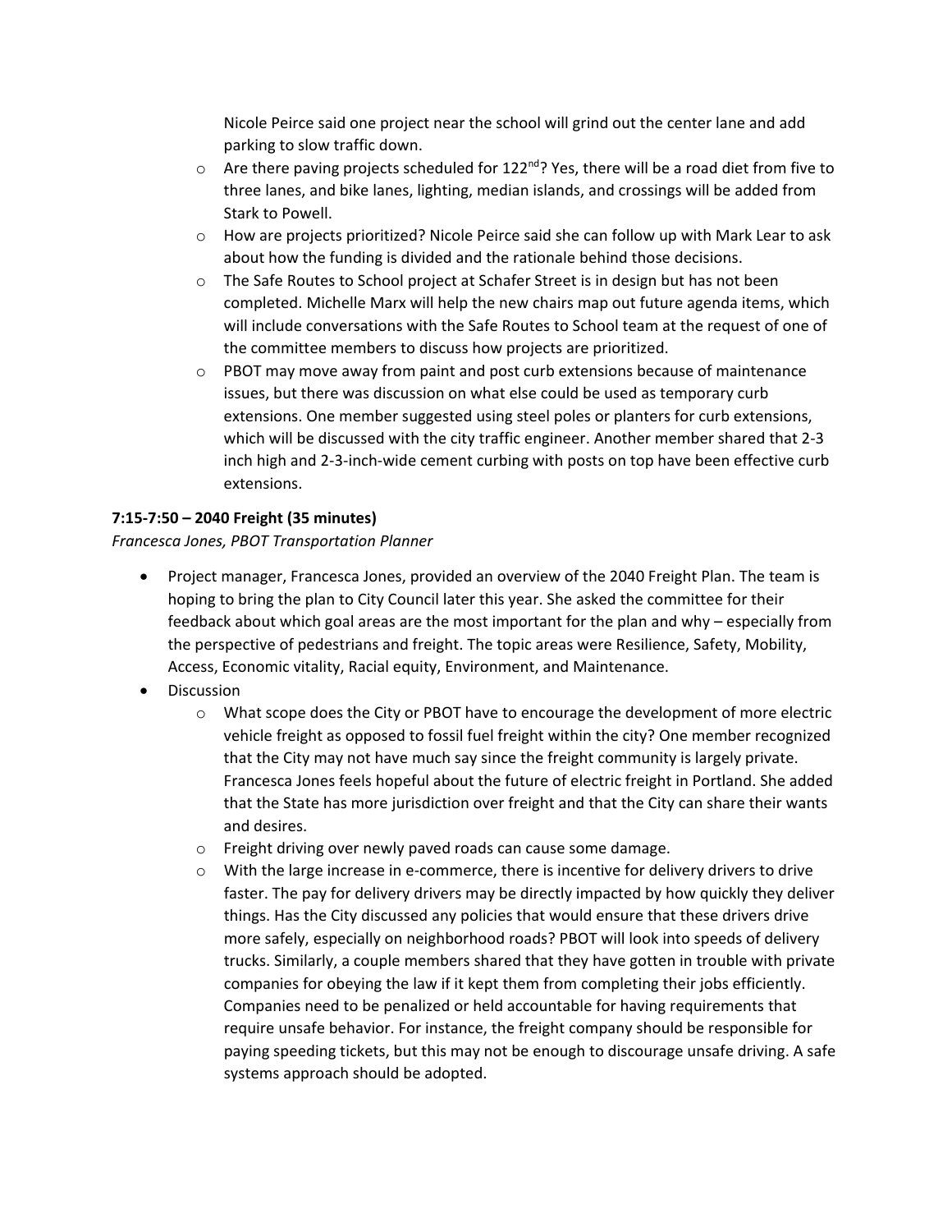Nicole Peirce said one project near the school will grind out the center lane and add parking to slow traffic down.

- Are there paving projects scheduled for 122nd? Yes, there will be a road diet from five to three lanes, and bike lanes, lighting, median islands, and crossings will be added from Stark to Powell.
- How are projects prioritized? Nicole Peirce said she can follow up with Mark Lear to ask about how the funding is divided and the rationale behind those decisions.
- The Safe Routes to School project at Schafer Street is in design but has not been completed. Michelle Marx will help the new chairs map out future agenda items, which will include conversations with the Safe Routes to School team at the request of one of the committee members to discuss how projects are prioritized.
- PBOT may move away from paint and post curb extensions because of maintenance issues, but there was discussion on what else could be used as temporary curb extensions. One member suggested using steel poles or planters for curb extensions, which will be discussed with the city traffic engineer. Another member shared that 2-3 inch high and 2-3-inch-wide cement curbing with posts on top have been effective curb extensions.

**7:15-7:50 – 2040 Freight (35 minutes)**

*Francesca Jones, PBOT Transportation Planner*

- Project manager, Francesca Jones, provided an overview of the 2040 Freight Plan. The team is hoping to bring the plan to City Council later this year. She asked the committee for their feedback about which goal areas are the most important for the plan and why – especially from the perspective of pedestrians and freight. The topic areas were Resilience, Safety, Mobility, Access, Economic vitality, Racial equity, Environment, and Maintenance.
- Discussion
  - What scope does the City or PBOT have to encourage the development of more electric vehicle freight as opposed to fossil fuel freight within the city? One member recognized that the City may not have much say since the freight community is largely private. Francesca Jones feels hopeful about the future of electric freight in Portland. She added that the State has more jurisdiction over freight and that the City can share their wants and desires.
  - Freight driving over newly paved roads can cause some damage.
  - With the large increase in e-commerce, there is incentive for delivery drivers to drive faster. The pay for delivery drivers may be directly impacted by how quickly they deliver things. Has the City discussed any policies that would ensure that these drivers drive more safely, especially on neighborhood roads? PBOT will look into speeds of delivery trucks. Similarly, a couple members shared that they have gotten in trouble with private companies for obeying the law if it kept them from completing their jobs efficiently. Companies need to be penalized or held accountable for having requirements that require unsafe behavior. For instance, the freight company should be responsible for paying speeding tickets, but this may not be enough to discourage unsafe driving. A safe systems approach should be adopted.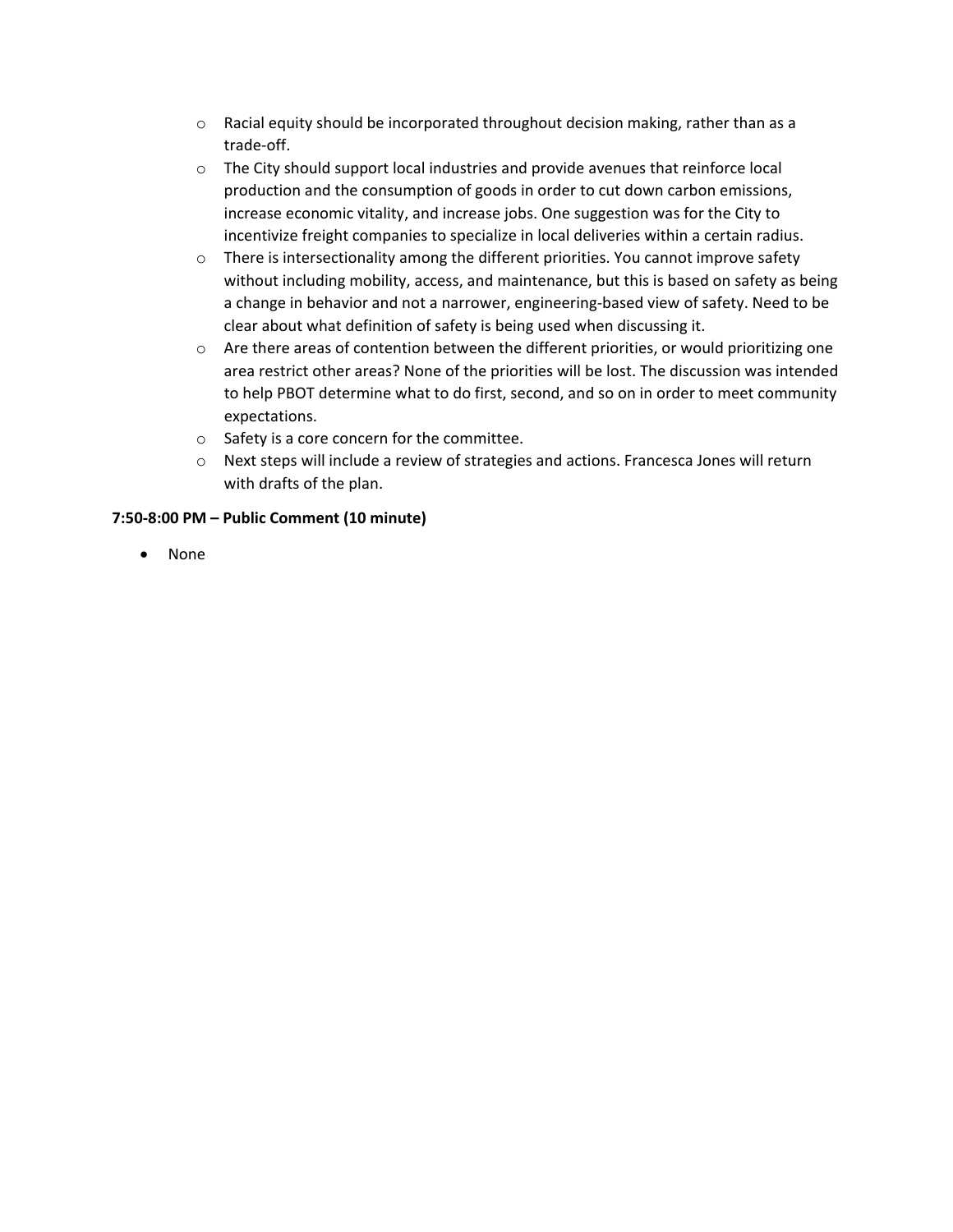- Racial equity should be incorporated throughout decision making, rather than as a trade-off.
- The City should support local industries and provide avenues that reinforce local production and the consumption of goods in order to cut down carbon emissions, increase economic vitality, and increase jobs. One suggestion was for the City to incentivize freight companies to specialize in local deliveries within a certain radius.
- There is intersectionality among the different priorities. You cannot improve safety without including mobility, access, and maintenance, but this is based on safety as being a change in behavior and not a narrower, engineering-based view of safety. Need to be clear about what definition of safety is being used when discussing it.
- Are there areas of contention between the different priorities, or would prioritizing one area restrict other areas? None of the priorities will be lost. The discussion was intended to help PBOT determine what to do first, second, and so on in order to meet community expectations.
- Safety is a core concern for the committee.
- Next steps will include a review of strategies and actions. Francesca Jones will return with drafts of the plan.

**7:50-8:00 PM – Public Comment (10 minute)**

- None